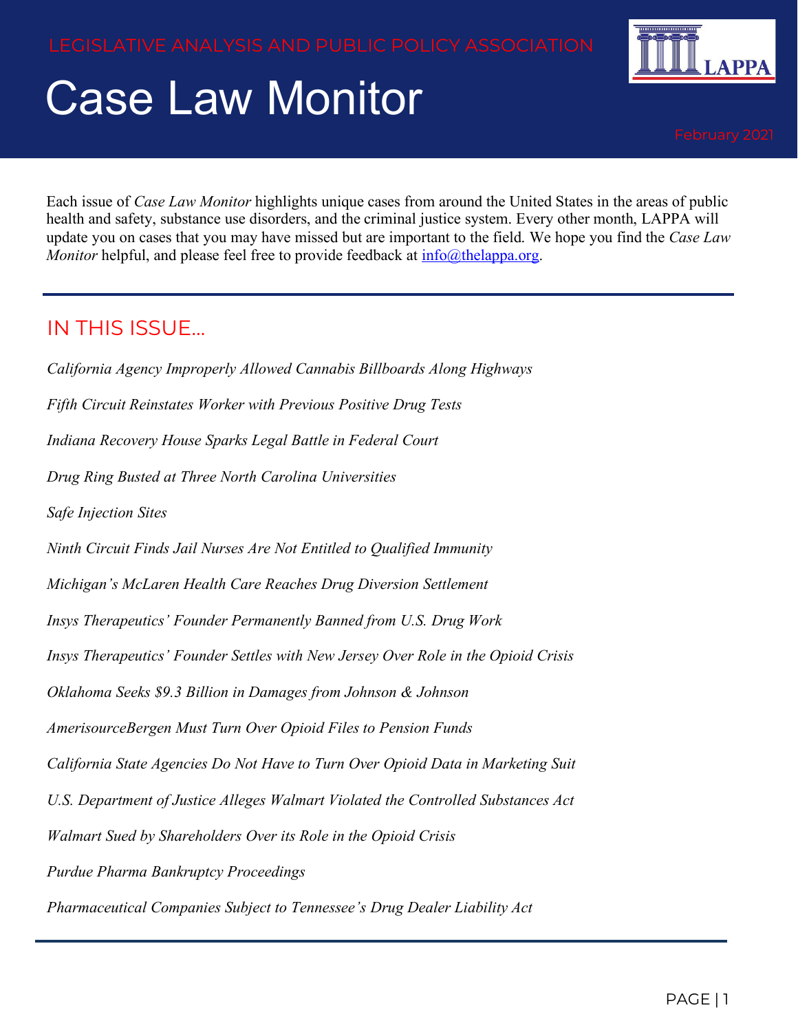LEGISLATIVE ANALYSIS AND PUBLIC POLICY ASSOCIATION

# Case Law Monitor

February 2021

Each issue of *Case Law Monitor* highlights unique cases from around the United States in the areas of public health and safety, substance use disorders, and the criminal justice system. Every other month, LAPPA will update you on cases that you may have missed but are important to the field. We hope you find the *Case Law Monitor* helpful, and please feel free to provide feedback at info@thelappa.org.

## IN THIS ISSUE...

*California Agency Improperly Allowed Cannabis Billboards Along Highways*

*Fifth Circuit Reinstates Worker with Previous Positive Drug Tests*

*Indiana Recovery House Sparks Legal Battle in Federal Court*

*Drug Ring Busted at Three North Carolina Universities*

*Safe Injection Sites*

*Ninth Circuit Finds Jail Nurses Are Not Entitled to Qualified Immunity*

*Michigan's McLaren Health Care Reaches Drug Diversion Settlement*

*Insys Therapeutics' Founder Permanently Banned from U.S. Drug Work*

*Insys Therapeutics' Founder Settles with New Jersey Over Role in the Opioid Crisis*

*Oklahoma Seeks $9.3 Billion in Damages from Johnson & Johnson*

*AmerisourceBergen Must Turn Over Opioid Files to Pension Funds*

*California State Agencies Do Not Have to Turn Over Opioid Data in Marketing Suit*

*U.S. Department of Justice Alleges Walmart Violated the Controlled Substances Act*

*Walmart Sued by Shareholders Over its Role in the Opioid Crisis*

*Purdue Pharma Bankruptcy Proceedings*

*Pharmaceutical Companies Subject to Tennessee's Drug Dealer Liability Act*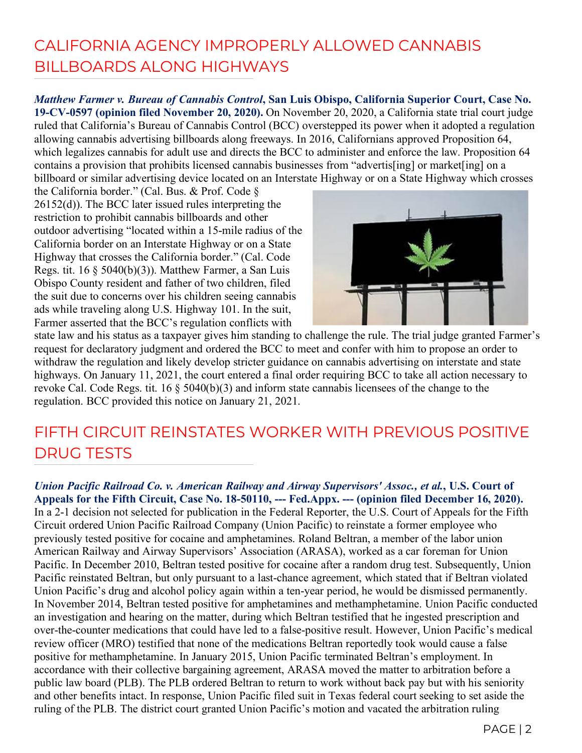## CALIFORNIA AGENCY IMPROPERLY ALLOWED CANNABIS BILLBOARDS ALONG HIGHWAYS

***Matthew Farmer v. Bureau of Cannabis Control*, San Luis Obispo, California Superior Court, Case No. 19-CV-0597 (opinion filed November 20, 2020).** On November 20, 2020, a California state trial court judge ruled that California's Bureau of Cannabis Control (BCC) overstepped its power when it adopted a regulation allowing cannabis advertising billboards along freeways. In 2016, Californians approved Proposition 64, which legalizes cannabis for adult use and directs the BCC to administer and enforce the law. Proposition 64 contains a provision that prohibits licensed cannabis businesses from "advertis[ing] or market[ing] on a billboard or similar advertising device located on an Interstate Highway or on a State Highway which crosses the California border." (Cal. Bus. & Prof. Code § 26152(d)). The BCC later issued rules interpreting the restriction to prohibit cannabis billboards and other outdoor advertising "located within a 15-mile radius of the California border on an Interstate Highway or on a State Highway that crosses the California border." (Cal. Code Regs. tit. 16 § 5040(b)(3)). Matthew Farmer, a San Luis Obispo County resident and father of two children, filed the suit due to concerns over his children seeing cannabis ads while traveling along U.S. Highway 101. In the suit, Farmer asserted that the BCC's regulation conflicts with state law and his status as a taxpayer gives him standing to challenge the rule. The trial judge granted Farmer's request for declaratory judgment and ordered the BCC to meet and confer with him to propose an order to withdraw the regulation and likely develop stricter guidance on cannabis advertising on interstate and state highways. On January 11, 2021, the court entered a final order requiring BCC to take all action necessary to revoke Cal. Code Regs. tit. 16 § 5040(b)(3) and inform state cannabis licensees of the change to the regulation. BCC provided this notice on January 21, 2021.

## FIFTH CIRCUIT REINSTATES WORKER WITH PREVIOUS POSITIVE DRUG TESTS

***Union Pacific Railroad Co. v. American Railway and Airway Supervisors' Assoc., et al.*, U.S. Court of Appeals for the Fifth Circuit, Case No. 18-50110, --- Fed.Appx. --- (opinion filed December 16, 2020).** In a 2-1 decision not selected for publication in the Federal Reporter, the U.S. Court of Appeals for the Fifth Circuit ordered Union Pacific Railroad Company (Union Pacific) to reinstate a former employee who previously tested positive for cocaine and amphetamines. Roland Beltran, a member of the labor union American Railway and Airway Supervisors' Association (ARASA), worked as a car foreman for Union Pacific. In December 2010, Beltran tested positive for cocaine after a random drug test. Subsequently, Union Pacific reinstated Beltran, but only pursuant to a last-chance agreement, which stated that if Beltran violated Union Pacific's drug and alcohol policy again within a ten-year period, he would be dismissed permanently. In November 2014, Beltran tested positive for amphetamines and methamphetamine. Union Pacific conducted an investigation and hearing on the matter, during which Beltran testified that he ingested prescription and over-the-counter medications that could have led to a false-positive result. However, Union Pacific's medical review officer (MRO) testified that none of the medications Beltran reportedly took would cause a false positive for methamphetamine. In January 2015, Union Pacific terminated Beltran's employment. In accordance with their collective bargaining agreement, ARASA moved the matter to arbitration before a public law board (PLB). The PLB ordered Beltran to return to work without back pay but with his seniority and other benefits intact. In response, Union Pacific filed suit in Texas federal court seeking to set aside the ruling of the PLB. The district court granted Union Pacific's motion and vacated the arbitration ruling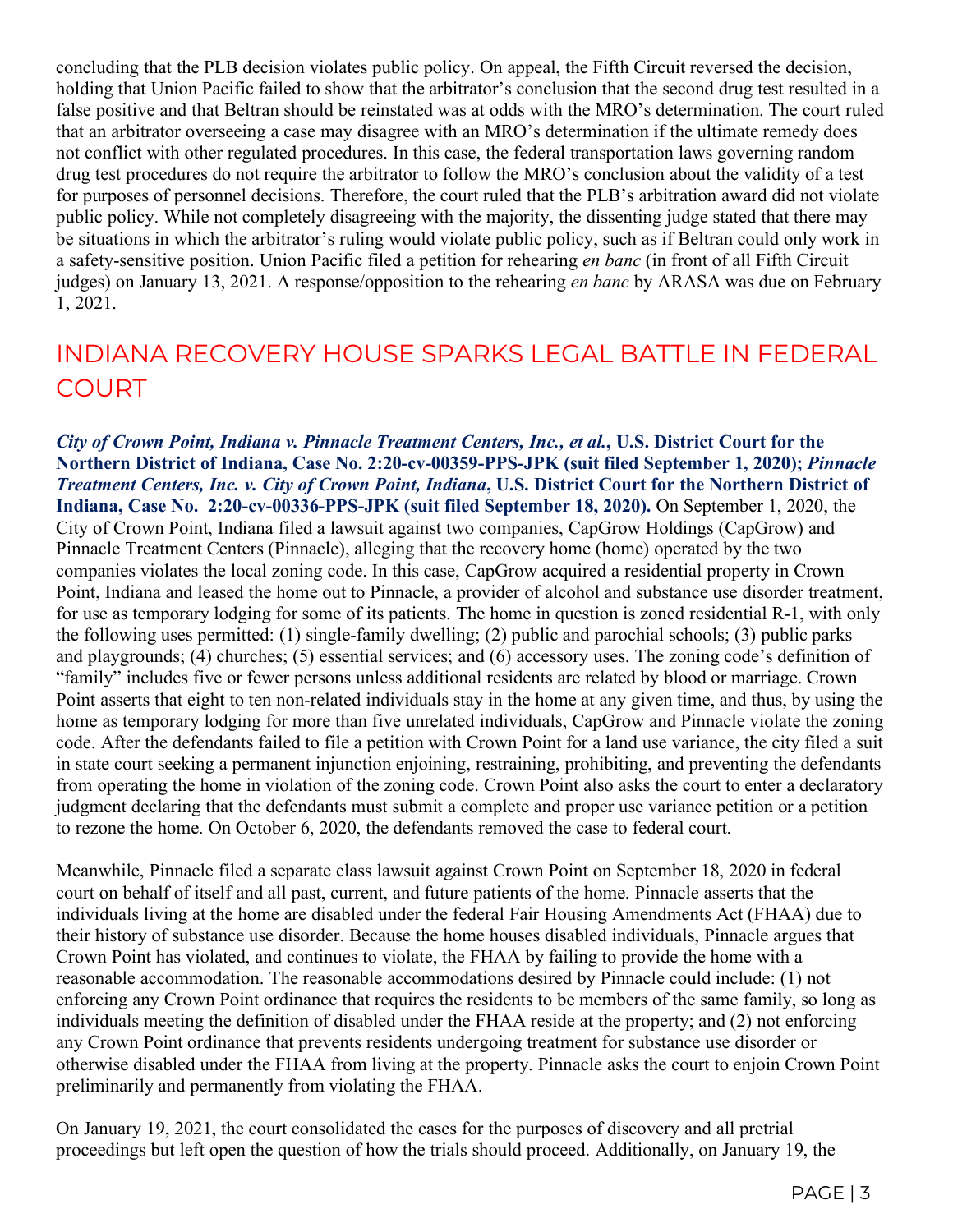concluding that the PLB decision violates public policy. On appeal, the Fifth Circuit reversed the decision, holding that Union Pacific failed to show that the arbitrator's conclusion that the second drug test resulted in a false positive and that Beltran should be reinstated was at odds with the MRO's determination. The court ruled that an arbitrator overseeing a case may disagree with an MRO's determination if the ultimate remedy does not conflict with other regulated procedures. In this case, the federal transportation laws governing random drug test procedures do not require the arbitrator to follow the MRO's conclusion about the validity of a test for purposes of personnel decisions. Therefore, the court ruled that the PLB's arbitration award did not violate public policy. While not completely disagreeing with the majority, the dissenting judge stated that there may be situations in which the arbitrator's ruling would violate public policy, such as if Beltran could only work in a safety-sensitive position. Union Pacific filed a petition for rehearing *en banc* (in front of all Fifth Circuit judges) on January 13, 2021. A response/opposition to the rehearing *en banc* by ARASA was due on February 1, 2021.

## INDIANA RECOVERY HOUSE SPARKS LEGAL BATTLE IN FEDERAL COURT

***City of Crown Point, Indiana v. Pinnacle Treatment Centers, Inc., et al.*, U.S. District Court for the Northern District of Indiana, Case No. 2:20-cv-00359-PPS-JPK (suit filed September 1, 2020); *Pinnacle Treatment Centers, Inc. v. City of Crown Point, Indiana*, U.S. District Court for the Northern District of Indiana, Case No. 2:20-cv-00336-PPS-JPK (suit filed September 18, 2020).** On September 1, 2020, the City of Crown Point, Indiana filed a lawsuit against two companies, CapGrow Holdings (CapGrow) and Pinnacle Treatment Centers (Pinnacle), alleging that the recovery home (home) operated by the two companies violates the local zoning code. In this case, CapGrow acquired a residential property in Crown Point, Indiana and leased the home out to Pinnacle, a provider of alcohol and substance use disorder treatment, for use as temporary lodging for some of its patients. The home in question is zoned residential R-1, with only the following uses permitted: (1) single-family dwelling; (2) public and parochial schools; (3) public parks and playgrounds; (4) churches; (5) essential services; and (6) accessory uses. The zoning code's definition of "family" includes five or fewer persons unless additional residents are related by blood or marriage. Crown Point asserts that eight to ten non-related individuals stay in the home at any given time, and thus, by using the home as temporary lodging for more than five unrelated individuals, CapGrow and Pinnacle violate the zoning code. After the defendants failed to file a petition with Crown Point for a land use variance, the city filed a suit in state court seeking a permanent injunction enjoining, restraining, prohibiting, and preventing the defendants from operating the home in violation of the zoning code. Crown Point also asks the court to enter a declaratory judgment declaring that the defendants must submit a complete and proper use variance petition or a petition to rezone the home. On October 6, 2020, the defendants removed the case to federal court.

Meanwhile, Pinnacle filed a separate class lawsuit against Crown Point on September 18, 2020 in federal court on behalf of itself and all past, current, and future patients of the home. Pinnacle asserts that the individuals living at the home are disabled under the federal Fair Housing Amendments Act (FHAA) due to their history of substance use disorder. Because the home houses disabled individuals, Pinnacle argues that Crown Point has violated, and continues to violate, the FHAA by failing to provide the home with a reasonable accommodation. The reasonable accommodations desired by Pinnacle could include: (1) not enforcing any Crown Point ordinance that requires the residents to be members of the same family, so long as individuals meeting the definition of disabled under the FHAA reside at the property; and (2) not enforcing any Crown Point ordinance that prevents residents undergoing treatment for substance use disorder or otherwise disabled under the FHAA from living at the property. Pinnacle asks the court to enjoin Crown Point preliminarily and permanently from violating the FHAA.

On January 19, 2021, the court consolidated the cases for the purposes of discovery and all pretrial proceedings but left open the question of how the trials should proceed. Additionally, on January 19, the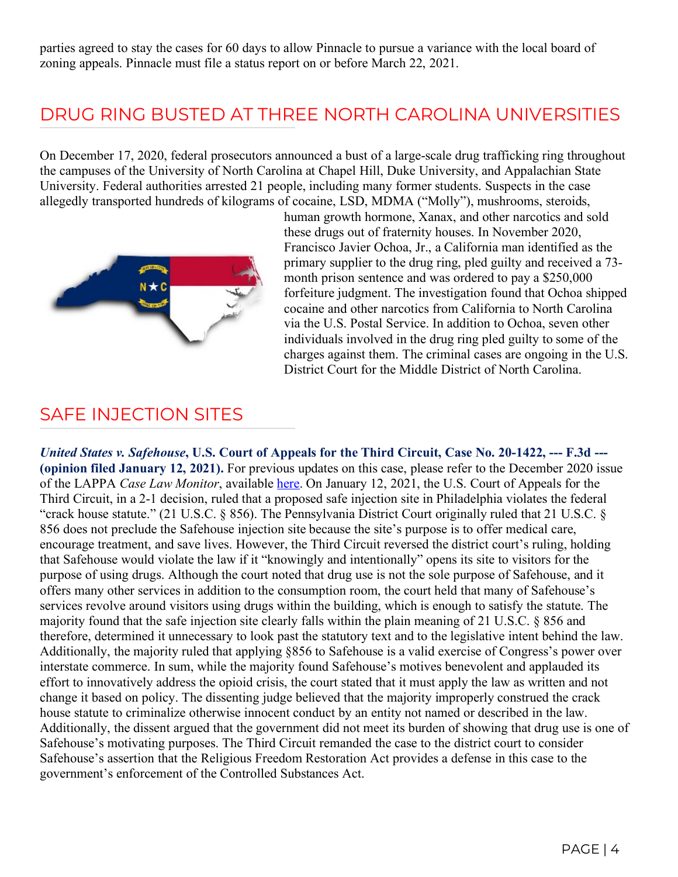parties agreed to stay the cases for 60 days to allow Pinnacle to pursue a variance with the local board of zoning appeals. Pinnacle must file a status report on or before March 22, 2021.

## DRUG RING BUSTED AT THREE NORTH CAROLINA UNIVERSITIES

On December 17, 2020, federal prosecutors announced a bust of a large-scale drug trafficking ring throughout the campuses of the University of North Carolina at Chapel Hill, Duke University, and Appalachian State University. Federal authorities arrested 21 people, including many former students. Suspects in the case allegedly transported hundreds of kilograms of cocaine, LSD, MDMA ("Molly"), mushrooms, steroids, human growth hormone, Xanax, and other narcotics and sold these drugs out of fraternity houses. In November 2020, Francisco Javier Ochoa, Jr., a California man identified as the primary supplier to the drug ring, pled guilty and received a 73-month prison sentence and was ordered to pay a $250,000 forfeiture judgment. The investigation found that Ochoa shipped cocaine and other narcotics from California to North Carolina via the U.S. Postal Service. In addition to Ochoa, seven other individuals involved in the drug ring pled guilty to some of the charges against them. The criminal cases are ongoing in the U.S. District Court for the Middle District of North Carolina.

## SAFE INJECTION SITES

***United States v. Safehouse*, U.S. Court of Appeals for the Third Circuit, Case No. 20-1422, --- F.3d --- (opinion filed January 12, 2021).** For previous updates on this case, please refer to the December 2020 issue of the LAPPA *Case Law Monitor*, available here. On January 12, 2021, the U.S. Court of Appeals for the Third Circuit, in a 2-1 decision, ruled that a proposed safe injection site in Philadelphia violates the federal "crack house statute." (21 U.S.C. § 856). The Pennsylvania District Court originally ruled that 21 U.S.C. § 856 does not preclude the Safehouse injection site because the site's purpose is to offer medical care, encourage treatment, and save lives. However, the Third Circuit reversed the district court's ruling, holding that Safehouse would violate the law if it "knowingly and intentionally" opens its site to visitors for the purpose of using drugs. Although the court noted that drug use is not the sole purpose of Safehouse, and it offers many other services in addition to the consumption room, the court held that many of Safehouse's services revolve around visitors using drugs within the building, which is enough to satisfy the statute. The majority found that the safe injection site clearly falls within the plain meaning of 21 U.S.C. § 856 and therefore, determined it unnecessary to look past the statutory text and to the legislative intent behind the law. Additionally, the majority ruled that applying §856 to Safehouse is a valid exercise of Congress's power over interstate commerce. In sum, while the majority found Safehouse's motives benevolent and applauded its effort to innovatively address the opioid crisis, the court stated that it must apply the law as written and not change it based on policy. The dissenting judge believed that the majority improperly construed the crack house statute to criminalize otherwise innocent conduct by an entity not named or described in the law. Additionally, the dissent argued that the government did not meet its burden of showing that drug use is one of Safehouse's motivating purposes. The Third Circuit remanded the case to the district court to consider Safehouse's assertion that the Religious Freedom Restoration Act provides a defense in this case to the government's enforcement of the Controlled Substances Act.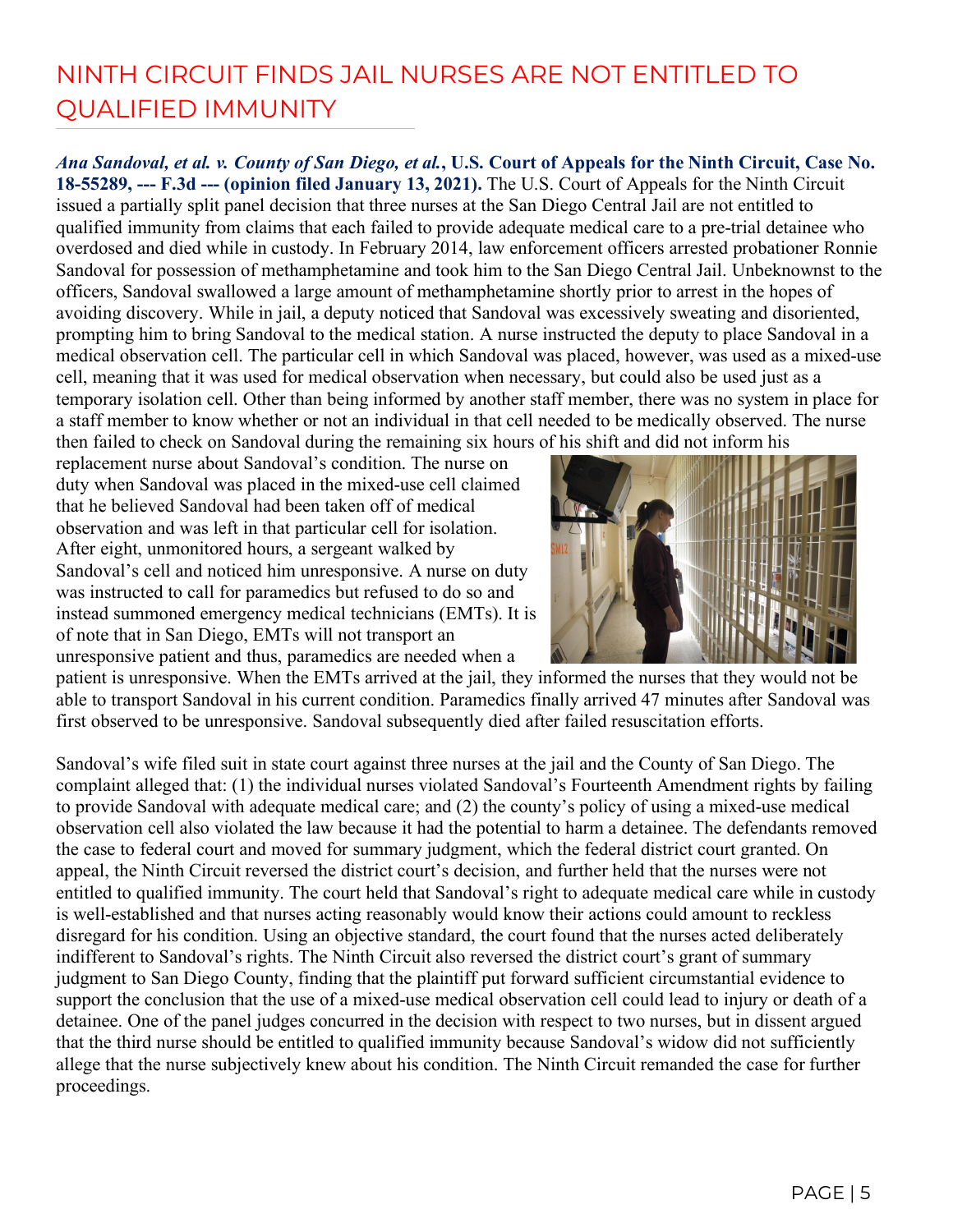# NINTH CIRCUIT FINDS JAIL NURSES ARE NOT ENTITLED TO QUALIFIED IMMUNITY

***Ana Sandoval, et al. v. County of San Diego, et al.*, U.S. Court of Appeals for the Ninth Circuit, Case No. 18-55289, --- F.3d --- (opinion filed January 13, 2021).** The U.S. Court of Appeals for the Ninth Circuit issued a partially split panel decision that three nurses at the San Diego Central Jail are not entitled to qualified immunity from claims that each failed to provide adequate medical care to a pre-trial detainee who overdosed and died while in custody. In February 2014, law enforcement officers arrested probationer Ronnie Sandoval for possession of methamphetamine and took him to the San Diego Central Jail. Unbeknownst to the officers, Sandoval swallowed a large amount of methamphetamine shortly prior to arrest in the hopes of avoiding discovery. While in jail, a deputy noticed that Sandoval was excessively sweating and disoriented, prompting him to bring Sandoval to the medical station. A nurse instructed the deputy to place Sandoval in a medical observation cell. The particular cell in which Sandoval was placed, however, was used as a mixed-use cell, meaning that it was used for medical observation when necessary, but could also be used just as a temporary isolation cell. Other than being informed by another staff member, there was no system in place for a staff member to know whether or not an individual in that cell needed to be medically observed. The nurse then failed to check on Sandoval during the remaining six hours of his shift and did not inform his replacement nurse about Sandoval's condition. The nurse on duty when Sandoval was placed in the mixed-use cell claimed that he believed Sandoval had been taken off of medical observation and was left in that particular cell for isolation. After eight, unmonitored hours, a sergeant walked by Sandoval's cell and noticed him unresponsive. A nurse on duty was instructed to call for paramedics but refused to do so and instead summoned emergency medical technicians (EMTs). It is of note that in San Diego, EMTs will not transport an unresponsive patient and thus, paramedics are needed when a patient is unresponsive. When the EMTs arrived at the jail, they informed the nurses that they would not be able to transport Sandoval in his current condition. Paramedics finally arrived 47 minutes after Sandoval was first observed to be unresponsive. Sandoval subsequently died after failed resuscitation efforts.

Sandoval's wife filed suit in state court against three nurses at the jail and the County of San Diego. The complaint alleged that: (1) the individual nurses violated Sandoval's Fourteenth Amendment rights by failing to provide Sandoval with adequate medical care; and (2) the county's policy of using a mixed-use medical observation cell also violated the law because it had the potential to harm a detainee. The defendants removed the case to federal court and moved for summary judgment, which the federal district court granted. On appeal, the Ninth Circuit reversed the district court's decision, and further held that the nurses were not entitled to qualified immunity. The court held that Sandoval's right to adequate medical care while in custody is well-established and that nurses acting reasonably would know their actions could amount to reckless disregard for his condition. Using an objective standard, the court found that the nurses acted deliberately indifferent to Sandoval's rights. The Ninth Circuit also reversed the district court's grant of summary judgment to San Diego County, finding that the plaintiff put forward sufficient circumstantial evidence to support the conclusion that the use of a mixed-use medical observation cell could lead to injury or death of a detainee. One of the panel judges concurred in the decision with respect to two nurses, but in dissent argued that the third nurse should be entitled to qualified immunity because Sandoval's widow did not sufficiently allege that the nurse subjectively knew about his condition. The Ninth Circuit remanded the case for further proceedings.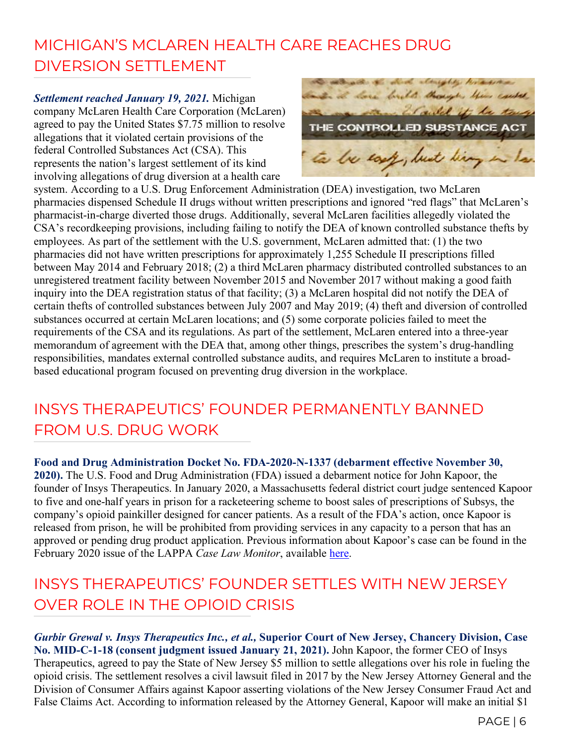## MICHIGAN'S MCLAREN HEALTH CARE REACHES DRUG DIVERSION SETTLEMENT

***Settlement reached January 19, 2021.*** Michigan company McLaren Health Care Corporation (McLaren) agreed to pay the United States $7.75 million to resolve allegations that it violated certain provisions of the federal Controlled Substances Act (CSA). This represents the nation's largest settlement of its kind involving allegations of drug diversion at a health care system. According to a U.S. Drug Enforcement Administration (DEA) investigation, two McLaren pharmacies dispensed Schedule II drugs without written prescriptions and ignored "red flags" that McLaren's pharmacist-in-charge diverted those drugs. Additionally, several McLaren facilities allegedly violated the CSA's recordkeeping provisions, including failing to notify the DEA of known controlled substance thefts by employees. As part of the settlement with the U.S. government, McLaren admitted that: (1) the two pharmacies did not have written prescriptions for approximately 1,255 Schedule II prescriptions filled between May 2014 and February 2018; (2) a third McLaren pharmacy distributed controlled substances to an unregistered treatment facility between November 2015 and November 2017 without making a good faith inquiry into the DEA registration status of that facility; (3) a McLaren hospital did not notify the DEA of certain thefts of controlled substances between July 2007 and May 2019; (4) theft and diversion of controlled substances occurred at certain McLaren locations; and (5) some corporate policies failed to meet the requirements of the CSA and its regulations. As part of the settlement, McLaren entered into a three-year memorandum of agreement with the DEA that, among other things, prescribes the system's drug-handling responsibilities, mandates external controlled substance audits, and requires McLaren to institute a broad-based educational program focused on preventing drug diversion in the workplace.

## INSYS THERAPEUTICS' FOUNDER PERMANENTLY BANNED FROM U.S. DRUG WORK

**Food and Drug Administration Docket No. FDA-2020-N-1337 (debarment effective November 30, 2020).** The U.S. Food and Drug Administration (FDA) issued a debarment notice for John Kapoor, the founder of Insys Therapeutics. In January 2020, a Massachusetts federal district court judge sentenced Kapoor to five and one-half years in prison for a racketeering scheme to boost sales of prescriptions of Subsys, the company's opioid painkiller designed for cancer patients. As a result of the FDA's action, once Kapoor is released from prison, he will be prohibited from providing services in any capacity to a person that has an approved or pending drug product application. Previous information about Kapoor's case can be found in the February 2020 issue of the LAPPA *Case Law Monitor*, available here.

## INSYS THERAPEUTICS' FOUNDER SETTLES WITH NEW JERSEY OVER ROLE IN THE OPIOID CRISIS

***Gurbir Grewal v. Insys Therapeutics Inc., et al.,* Superior Court of New Jersey, Chancery Division, Case No. MID-C-1-18 (consent judgment issued January 21, 2021).** John Kapoor, the former CEO of Insys Therapeutics, agreed to pay the State of New Jersey $5 million to settle allegations over his role in fueling the opioid crisis. The settlement resolves a civil lawsuit filed in 2017 by the New Jersey Attorney General and the Division of Consumer Affairs against Kapoor asserting violations of the New Jersey Consumer Fraud Act and False Claims Act. According to information released by the Attorney General, Kapoor will make an initial $1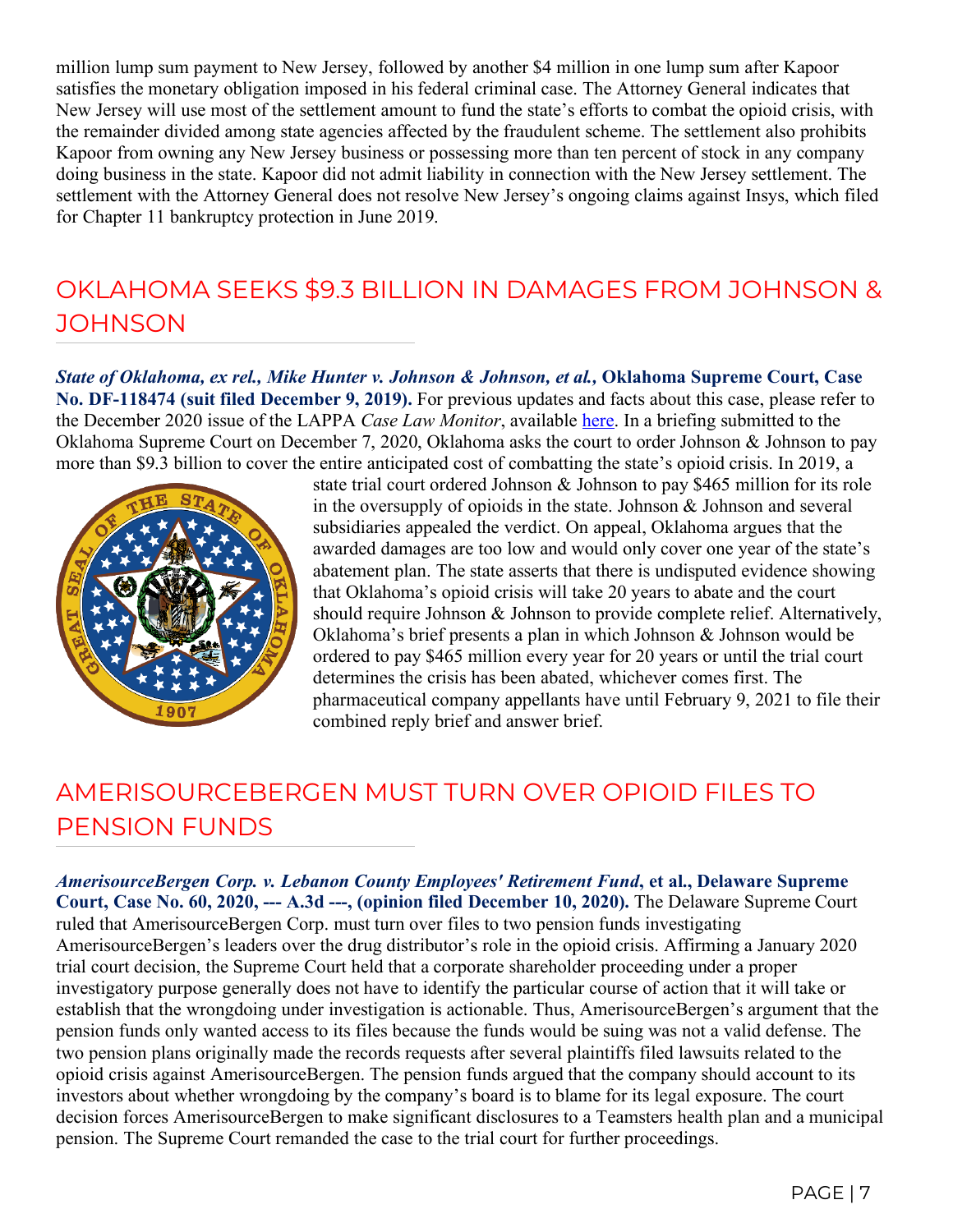million lump sum payment to New Jersey, followed by another $4 million in one lump sum after Kapoor satisfies the monetary obligation imposed in his federal criminal case. The Attorney General indicates that New Jersey will use most of the settlement amount to fund the state's efforts to combat the opioid crisis, with the remainder divided among state agencies affected by the fraudulent scheme. The settlement also prohibits Kapoor from owning any New Jersey business or possessing more than ten percent of stock in any company doing business in the state. Kapoor did not admit liability in connection with the New Jersey settlement. The settlement with the Attorney General does not resolve New Jersey's ongoing claims against Insys, which filed for Chapter 11 bankruptcy protection in June 2019.

## OKLAHOMA SEEKS $9.3 BILLION IN DAMAGES FROM JOHNSON & JOHNSON

***State of Oklahoma, ex rel., Mike Hunter v. Johnson & Johnson, et al.,* Oklahoma Supreme Court, Case No. DF-118474 (suit filed December 9, 2019).** For previous updates and facts about this case, please refer to the December 2020 issue of the LAPPA *Case Law Monitor*, available here. In a briefing submitted to the Oklahoma Supreme Court on December 7, 2020, Oklahoma asks the court to order Johnson & Johnson to pay more than $9.3 billion to cover the entire anticipated cost of combatting the state's opioid crisis. In 2019, a state trial court ordered Johnson & Johnson to pay $465 million for its role in the oversupply of opioids in the state. Johnson & Johnson and several subsidiaries appealed the verdict. On appeal, Oklahoma argues that the awarded damages are too low and would only cover one year of the state's abatement plan. The state asserts that there is undisputed evidence showing that Oklahoma's opioid crisis will take 20 years to abate and the court should require Johnson & Johnson to provide complete relief. Alternatively, Oklahoma's brief presents a plan in which Johnson & Johnson would be ordered to pay $465 million every year for 20 years or until the trial court determines the crisis has been abated, whichever comes first. The pharmaceutical company appellants have until February 9, 2021 to file their combined reply brief and answer brief.

## AMERISOURCEBERGEN MUST TURN OVER OPIOID FILES TO PENSION FUNDS

***AmerisourceBergen Corp. v. Lebanon County Employees' Retirement Fund*, et al., Delaware Supreme Court, Case No. 60, 2020, --- A.3d ---, (opinion filed December 10, 2020).** The Delaware Supreme Court ruled that AmerisourceBergen Corp. must turn over files to two pension funds investigating AmerisourceBergen's leaders over the drug distributor's role in the opioid crisis. Affirming a January 2020 trial court decision, the Supreme Court held that a corporate shareholder proceeding under a proper investigatory purpose generally does not have to identify the particular course of action that it will take or establish that the wrongdoing under investigation is actionable. Thus, AmerisourceBergen's argument that the pension funds only wanted access to its files because the funds would be suing was not a valid defense. The two pension plans originally made the records requests after several plaintiffs filed lawsuits related to the opioid crisis against AmerisourceBergen. The pension funds argued that the company should account to its investors about whether wrongdoing by the company's board is to blame for its legal exposure. The court decision forces AmerisourceBergen to make significant disclosures to a Teamsters health plan and a municipal pension. The Supreme Court remanded the case to the trial court for further proceedings.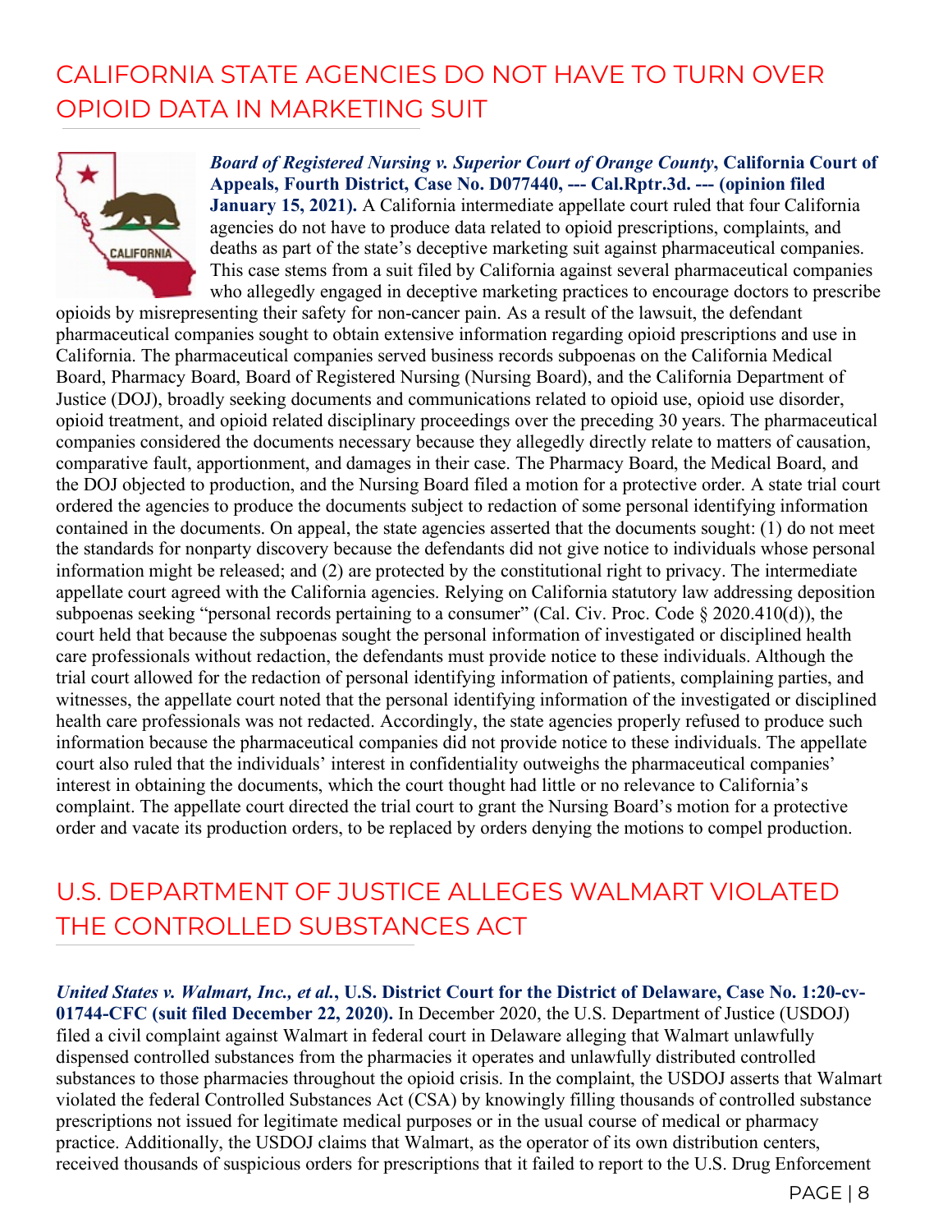## CALIFORNIA STATE AGENCIES DO NOT HAVE TO TURN OVER OPIOID DATA IN MARKETING SUIT

***Board of Registered Nursing v. Superior Court of Orange County*, California Court of Appeals, Fourth District, Case No. D077440, --- Cal.Rptr.3d. --- (opinion filed January 15, 2021).** A California intermediate appellate court ruled that four California agencies do not have to produce data related to opioid prescriptions, complaints, and deaths as part of the state's deceptive marketing suit against pharmaceutical companies. This case stems from a suit filed by California against several pharmaceutical companies who allegedly engaged in deceptive marketing practices to encourage doctors to prescribe opioids by misrepresenting their safety for non-cancer pain. As a result of the lawsuit, the defendant pharmaceutical companies sought to obtain extensive information regarding opioid prescriptions and use in California. The pharmaceutical companies served business records subpoenas on the California Medical Board, Pharmacy Board, Board of Registered Nursing (Nursing Board), and the California Department of Justice (DOJ), broadly seeking documents and communications related to opioid use, opioid use disorder, opioid treatment, and opioid related disciplinary proceedings over the preceding 30 years. The pharmaceutical companies considered the documents necessary because they allegedly directly relate to matters of causation, comparative fault, apportionment, and damages in their case. The Pharmacy Board, the Medical Board, and the DOJ objected to production, and the Nursing Board filed a motion for a protective order. A state trial court ordered the agencies to produce the documents subject to redaction of some personal identifying information contained in the documents. On appeal, the state agencies asserted that the documents sought: (1) do not meet the standards for nonparty discovery because the defendants did not give notice to individuals whose personal information might be released; and (2) are protected by the constitutional right to privacy. The intermediate appellate court agreed with the California agencies. Relying on California statutory law addressing deposition subpoenas seeking "personal records pertaining to a consumer" (Cal. Civ. Proc. Code § 2020.410(d)), the court held that because the subpoenas sought the personal information of investigated or disciplined health care professionals without redaction, the defendants must provide notice to these individuals. Although the trial court allowed for the redaction of personal identifying information of patients, complaining parties, and witnesses, the appellate court noted that the personal identifying information of the investigated or disciplined health care professionals was not redacted. Accordingly, the state agencies properly refused to produce such information because the pharmaceutical companies did not provide notice to these individuals. The appellate court also ruled that the individuals' interest in confidentiality outweighs the pharmaceutical companies' interest in obtaining the documents, which the court thought had little or no relevance to California's complaint. The appellate court directed the trial court to grant the Nursing Board's motion for a protective order and vacate its production orders, to be replaced by orders denying the motions to compel production.

## U.S. DEPARTMENT OF JUSTICE ALLEGES WALMART VIOLATED THE CONTROLLED SUBSTANCES ACT

***United States v. Walmart, Inc., et al.*, U.S. District Court for the District of Delaware, Case No. 1:20-cv-01744-CFC (suit filed December 22, 2020).** In December 2020, the U.S. Department of Justice (USDOJ) filed a civil complaint against Walmart in federal court in Delaware alleging that Walmart unlawfully dispensed controlled substances from the pharmacies it operates and unlawfully distributed controlled substances to those pharmacies throughout the opioid crisis. In the complaint, the USDOJ asserts that Walmart violated the federal Controlled Substances Act (CSA) by knowingly filling thousands of controlled substance prescriptions not issued for legitimate medical purposes or in the usual course of medical or pharmacy practice. Additionally, the USDOJ claims that Walmart, as the operator of its own distribution centers, received thousands of suspicious orders for prescriptions that it failed to report to the U.S. Drug Enforcement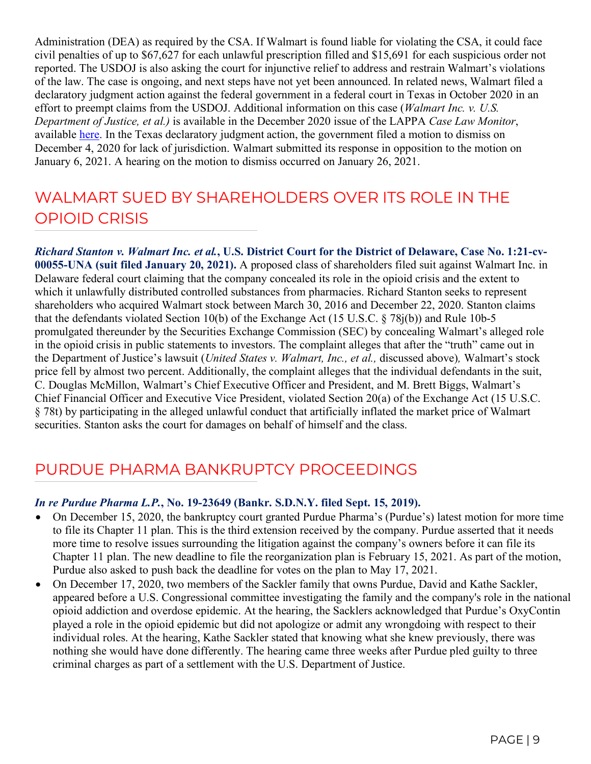Administration (DEA) as required by the CSA. If Walmart is found liable for violating the CSA, it could face civil penalties of up to $67,627 for each unlawful prescription filled and $15,691 for each suspicious order not reported. The USDOJ is also asking the court for injunctive relief to address and restrain Walmart's violations of the law. The case is ongoing, and next steps have not yet been announced. In related news, Walmart filed a declaratory judgment action against the federal government in a federal court in Texas in October 2020 in an effort to preempt claims from the USDOJ. Additional information on this case (*Walmart Inc. v. U.S. Department of Justice, et al.)* is available in the December 2020 issue of the LAPPA *Case Law Monitor*, available here. In the Texas declaratory judgment action, the government filed a motion to dismiss on December 4, 2020 for lack of jurisdiction. Walmart submitted its response in opposition to the motion on January 6, 2021. A hearing on the motion to dismiss occurred on January 26, 2021.

## WALMART SUED BY SHAREHOLDERS OVER ITS ROLE IN THE OPIOID CRISIS

***Richard Stanton v. Walmart Inc. et al.*, U.S. District Court for the District of Delaware, Case No. 1:21-cv-00055-UNA (suit filed January 20, 2021).** A proposed class of shareholders filed suit against Walmart Inc. in Delaware federal court claiming that the company concealed its role in the opioid crisis and the extent to which it unlawfully distributed controlled substances from pharmacies. Richard Stanton seeks to represent shareholders who acquired Walmart stock between March 30, 2016 and December 22, 2020. Stanton claims that the defendants violated Section 10(b) of the Exchange Act (15 U.S.C. § 78j(b)) and Rule 10b-5 promulgated thereunder by the Securities Exchange Commission (SEC) by concealing Walmart's alleged role in the opioid crisis in public statements to investors. The complaint alleges that after the "truth" came out in the Department of Justice's lawsuit (*United States v. Walmart, Inc., et al.,* discussed above)*,* Walmart's stock price fell by almost two percent. Additionally, the complaint alleges that the individual defendants in the suit, C. Douglas McMillon, Walmart's Chief Executive Officer and President, and M. Brett Biggs, Walmart's Chief Financial Officer and Executive Vice President, violated Section 20(a) of the Exchange Act (15 U.S.C. § 78t) by participating in the alleged unlawful conduct that artificially inflated the market price of Walmart securities. Stanton asks the court for damages on behalf of himself and the class.

## PURDUE PHARMA BANKRUPTCY PROCEEDINGS

***In re Purdue Pharma L.P.*, No. 19-23649 (Bankr. S.D.N.Y. filed Sept. 15, 2019).**

- On December 15, 2020, the bankruptcy court granted Purdue Pharma's (Purdue's) latest motion for more time to file its Chapter 11 plan. This is the third extension received by the company. Purdue asserted that it needs more time to resolve issues surrounding the litigation against the company's owners before it can file its Chapter 11 plan. The new deadline to file the reorganization plan is February 15, 2021. As part of the motion, Purdue also asked to push back the deadline for votes on the plan to May 17, 2021.
- On December 17, 2020, two members of the Sackler family that owns Purdue, David and Kathe Sackler, appeared before a U.S. Congressional committee investigating the family and the company's role in the national opioid addiction and overdose epidemic. At the hearing, the Sacklers acknowledged that Purdue's OxyContin played a role in the opioid epidemic but did not apologize or admit any wrongdoing with respect to their individual roles. At the hearing, Kathe Sackler stated that knowing what she knew previously, there was nothing she would have done differently. The hearing came three weeks after Purdue pled guilty to three criminal charges as part of a settlement with the U.S. Department of Justice.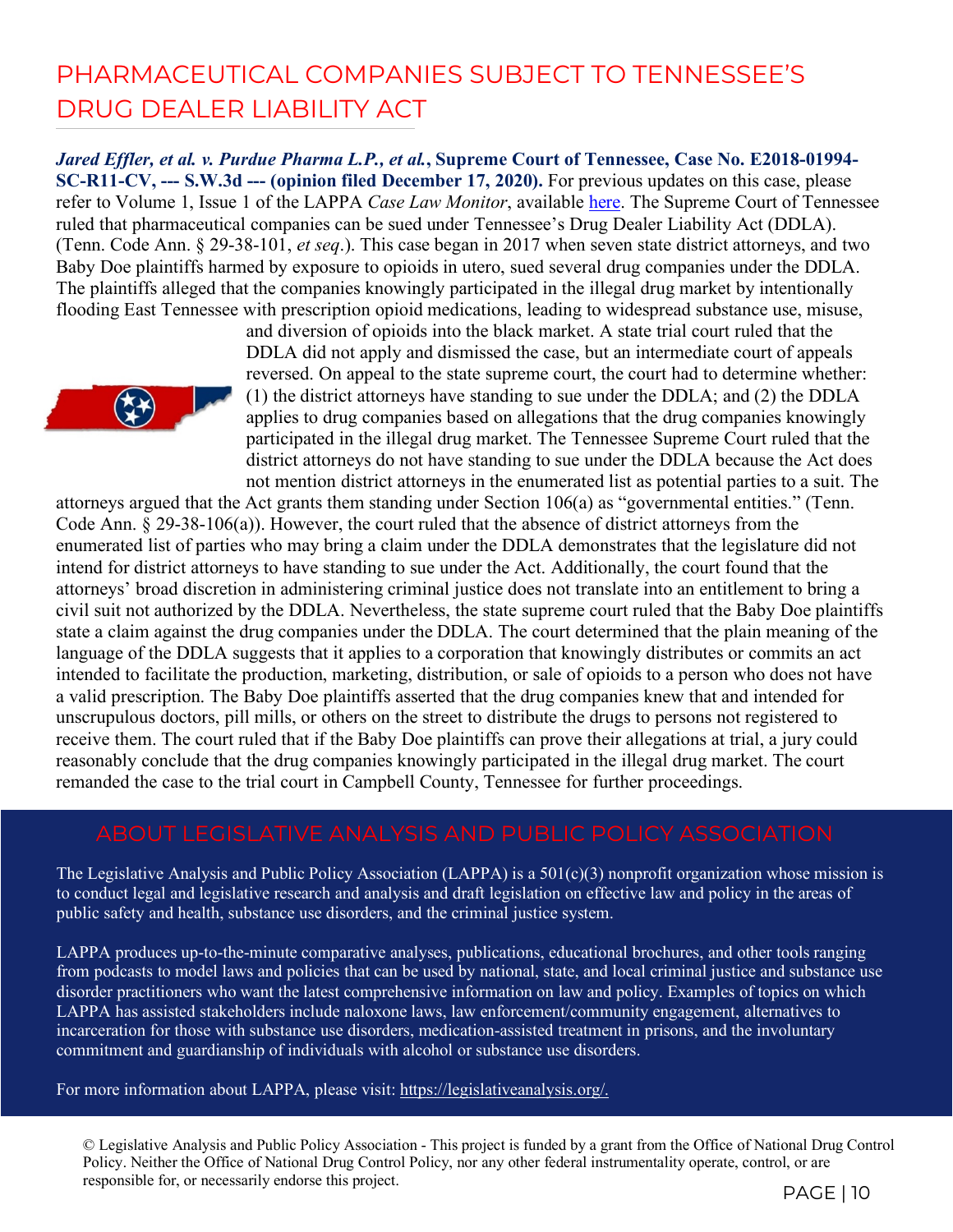## PHARMACEUTICAL COMPANIES SUBJECT TO TENNESSEE'S DRUG DEALER LIABILITY ACT

***Jared Effler, et al. v. Purdue Pharma L.P., et al.*, Supreme Court of Tennessee, Case No. E2018-01994-SC-R11-CV, --- S.W.3d --- (opinion filed December 17, 2020).** For previous updates on this case, please refer to Volume 1, Issue 1 of the LAPPA *Case Law Monitor*, available here. The Supreme Court of Tennessee ruled that pharmaceutical companies can be sued under Tennessee's Drug Dealer Liability Act (DDLA). (Tenn. Code Ann. § 29-38-101, *et seq*.). This case began in 2017 when seven state district attorneys, and two Baby Doe plaintiffs harmed by exposure to opioids in utero, sued several drug companies under the DDLA. The plaintiffs alleged that the companies knowingly participated in the illegal drug market by intentionally flooding East Tennessee with prescription opioid medications, leading to widespread substance use, misuse, and diversion of opioids into the black market. A state trial court ruled that the DDLA did not apply and dismissed the case, but an intermediate court of appeals reversed. On appeal to the state supreme court, the court had to determine whether: (1) the district attorneys have standing to sue under the DDLA; and (2) the DDLA applies to drug companies based on allegations that the drug companies knowingly participated in the illegal drug market. The Tennessee Supreme Court ruled that the district attorneys do not have standing to sue under the DDLA because the Act does not mention district attorneys in the enumerated list as potential parties to a suit. The attorneys argued that the Act grants them standing under Section 106(a) as "governmental entities." (Tenn. Code Ann. § 29-38-106(a)). However, the court ruled that the absence of district attorneys from the enumerated list of parties who may bring a claim under the DDLA demonstrates that the legislature did not intend for district attorneys to have standing to sue under the Act. Additionally, the court found that the attorneys' broad discretion in administering criminal justice does not translate into an entitlement to bring a civil suit not authorized by the DDLA. Nevertheless, the state supreme court ruled that the Baby Doe plaintiffs state a claim against the drug companies under the DDLA. The court determined that the plain meaning of the language of the DDLA suggests that it applies to a corporation that knowingly distributes or commits an act intended to facilitate the production, marketing, distribution, or sale of opioids to a person who does not have a valid prescription. The Baby Doe plaintiffs asserted that the drug companies knew that and intended for unscrupulous doctors, pill mills, or others on the street to distribute the drugs to persons not registered to receive them. The court ruled that if the Baby Doe plaintiffs can prove their allegations at trial, a jury could reasonably conclude that the drug companies knowingly participated in the illegal drug market. The court remanded the case to the trial court in Campbell County, Tennessee for further proceedings.

## ABOUT LEGISLATIVE ANALYSIS AND PUBLIC POLICY ASSOCIATION

The Legislative Analysis and Public Policy Association (LAPPA) is a 501(c)(3) nonprofit organization whose mission is to conduct legal and legislative research and analysis and draft legislation on effective law and policy in the areas of public safety and health, substance use disorders, and the criminal justice system.

LAPPA produces up-to-the-minute comparative analyses, publications, educational brochures, and other tools ranging from podcasts to model laws and policies that can be used by national, state, and local criminal justice and substance use disorder practitioners who want the latest comprehensive information on law and policy. Examples of topics on which LAPPA has assisted stakeholders include naloxone laws, law enforcement/community engagement, alternatives to incarceration for those with substance use disorders, medication-assisted treatment in prisons, and the involuntary commitment and guardianship of individuals with alcohol or substance use disorders.

For more information about LAPPA, please visit: https://legislativeanalysis.org/.

© Legislative Analysis and Public Policy Association - This project is funded by a grant from the Office of National Drug Control Policy. Neither the Office of National Drug Control Policy, nor any other federal instrumentality operate, control, or are responsible for, or necessarily endorse this project.